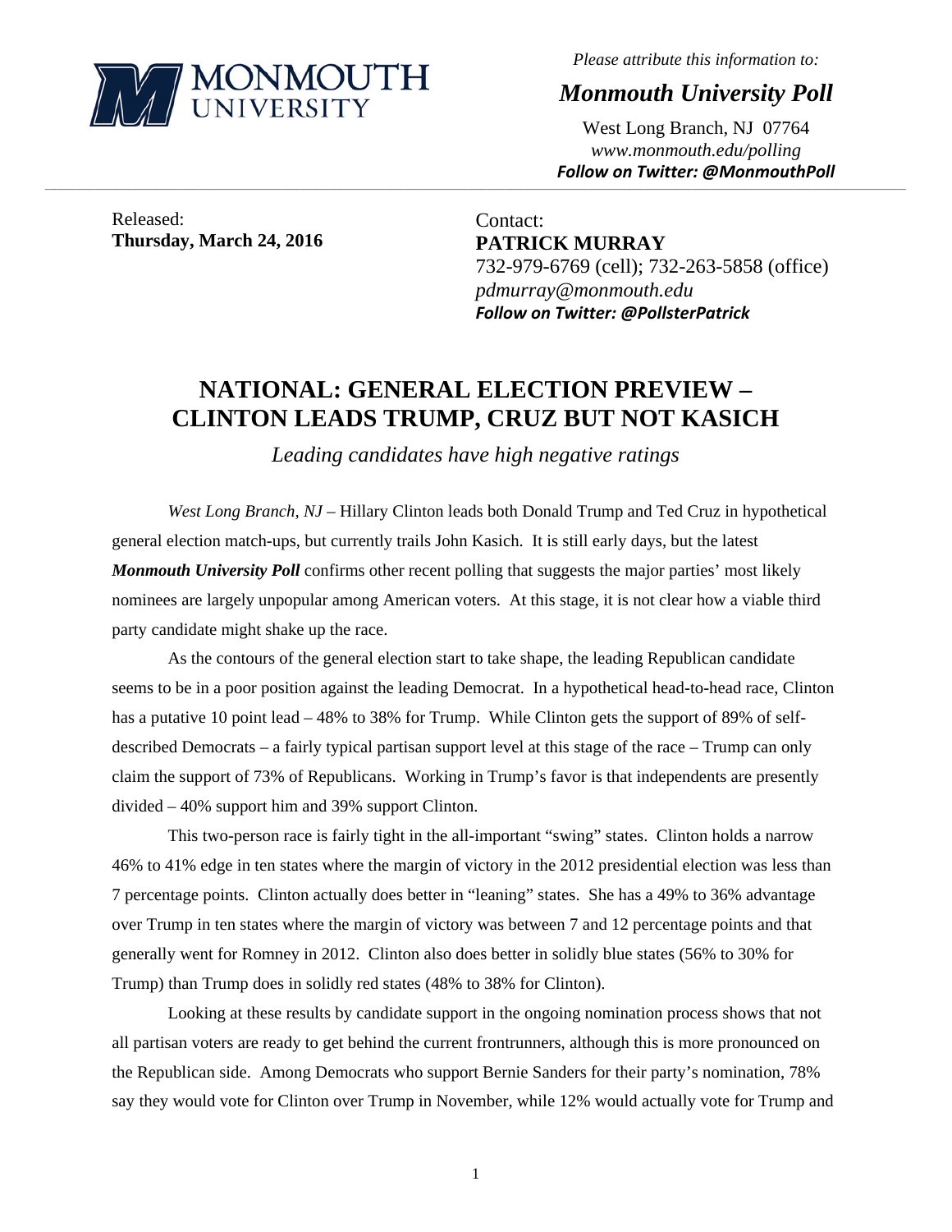MONMOUTH UNIVERSITY

*Please attribute this information to:*

***Monmouth University Poll***

West Long Branch, NJ 07764
*www.monmouth.edu/polling*
***Follow on Twitter: @MonmouthPoll***

---

Released:
**Thursday, March 24, 2016**

Contact:
**PATRICK MURRAY**
732-979-6769 (cell); 732-263-5858 (office)
*pdmurray@monmouth.edu*
***Follow on Twitter: @PollsterPatrick***

# NATIONAL: GENERAL ELECTION PREVIEW – CLINTON LEADS TRUMP, CRUZ BUT NOT KASICH

*Leading candidates have high negative ratings*

*West Long Branch, NJ* – Hillary Clinton leads both Donald Trump and Ted Cruz in hypothetical general election match-ups, but currently trails John Kasich. It is still early days, but the latest ***Monmouth University Poll*** confirms other recent polling that suggests the major parties' most likely nominees are largely unpopular among American voters. At this stage, it is not clear how a viable third party candidate might shake up the race.

As the contours of the general election start to take shape, the leading Republican candidate seems to be in a poor position against the leading Democrat. In a hypothetical head-to-head race, Clinton has a putative 10 point lead – 48% to 38% for Trump. While Clinton gets the support of 89% of self-described Democrats – a fairly typical partisan support level at this stage of the race – Trump can only claim the support of 73% of Republicans. Working in Trump's favor is that independents are presently divided – 40% support him and 39% support Clinton.

This two-person race is fairly tight in the all-important "swing" states. Clinton holds a narrow 46% to 41% edge in ten states where the margin of victory in the 2012 presidential election was less than 7 percentage points. Clinton actually does better in "leaning" states. She has a 49% to 36% advantage over Trump in ten states where the margin of victory was between 7 and 12 percentage points and that generally went for Romney in 2012. Clinton also does better in solidly blue states (56% to 30% for Trump) than Trump does in solidly red states (48% to 38% for Clinton).

Looking at these results by candidate support in the ongoing nomination process shows that not all partisan voters are ready to get behind the current frontrunners, although this is more pronounced on the Republican side. Among Democrats who support Bernie Sanders for their party's nomination, 78% say they would vote for Clinton over Trump in November, while 12% would actually vote for Trump and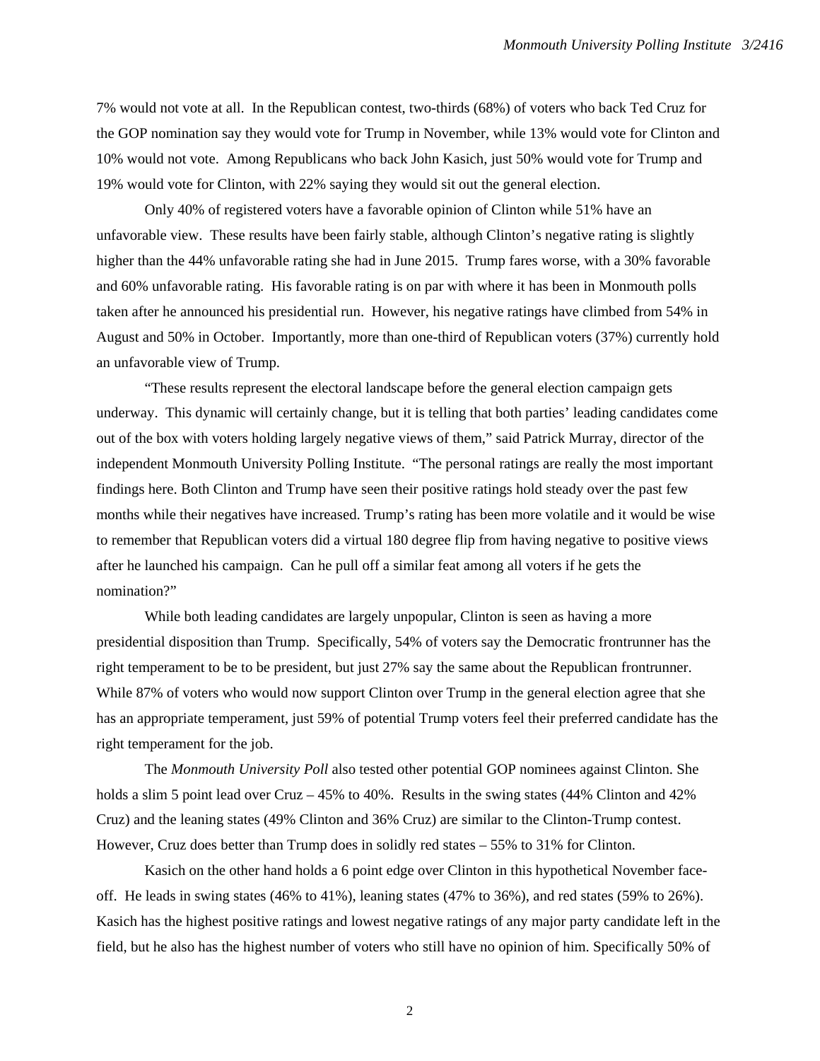7% would not vote at all. In the Republican contest, two-thirds (68%) of voters who back Ted Cruz for the GOP nomination say they would vote for Trump in November, while 13% would vote for Clinton and 10% would not vote. Among Republicans who back John Kasich, just 50% would vote for Trump and 19% would vote for Clinton, with 22% saying they would sit out the general election.

Only 40% of registered voters have a favorable opinion of Clinton while 51% have an unfavorable view. These results have been fairly stable, although Clinton's negative rating is slightly higher than the 44% unfavorable rating she had in June 2015. Trump fares worse, with a 30% favorable and 60% unfavorable rating. His favorable rating is on par with where it has been in Monmouth polls taken after he announced his presidential run. However, his negative ratings have climbed from 54% in August and 50% in October. Importantly, more than one-third of Republican voters (37%) currently hold an unfavorable view of Trump.

"These results represent the electoral landscape before the general election campaign gets underway. This dynamic will certainly change, but it is telling that both parties' leading candidates come out of the box with voters holding largely negative views of them," said Patrick Murray, director of the independent Monmouth University Polling Institute. "The personal ratings are really the most important findings here. Both Clinton and Trump have seen their positive ratings hold steady over the past few months while their negatives have increased. Trump's rating has been more volatile and it would be wise to remember that Republican voters did a virtual 180 degree flip from having negative to positive views after he launched his campaign. Can he pull off a similar feat among all voters if he gets the nomination?"

While both leading candidates are largely unpopular, Clinton is seen as having a more presidential disposition than Trump. Specifically, 54% of voters say the Democratic frontrunner has the right temperament to be to be president, but just 27% say the same about the Republican frontrunner. While 87% of voters who would now support Clinton over Trump in the general election agree that she has an appropriate temperament, just 59% of potential Trump voters feel their preferred candidate has the right temperament for the job.

The *Monmouth University Poll* also tested other potential GOP nominees against Clinton. She holds a slim 5 point lead over Cruz – 45% to 40%. Results in the swing states (44% Clinton and 42% Cruz) and the leaning states (49% Clinton and 36% Cruz) are similar to the Clinton-Trump contest. However, Cruz does better than Trump does in solidly red states – 55% to 31% for Clinton.

Kasich on the other hand holds a 6 point edge over Clinton in this hypothetical November face-off. He leads in swing states (46% to 41%), leaning states (47% to 36%), and red states (59% to 26%). Kasich has the highest positive ratings and lowest negative ratings of any major party candidate left in the field, but he also has the highest number of voters who still have no opinion of him. Specifically 50% of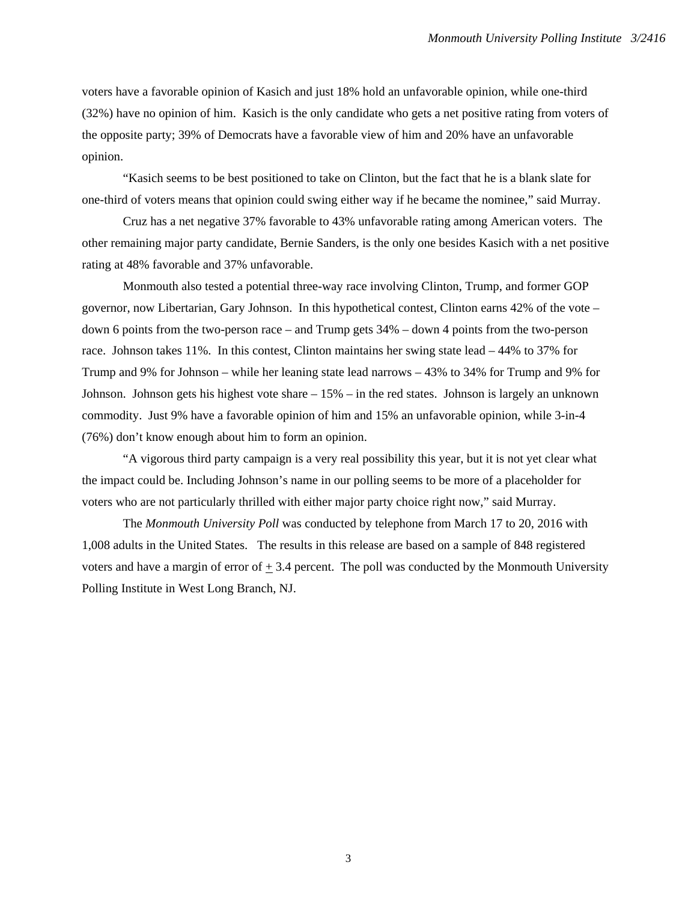voters have a favorable opinion of Kasich and just 18% hold an unfavorable opinion, while one-third (32%) have no opinion of him. Kasich is the only candidate who gets a net positive rating from voters of the opposite party; 39% of Democrats have a favorable view of him and 20% have an unfavorable opinion.

"Kasich seems to be best positioned to take on Clinton, but the fact that he is a blank slate for one-third of voters means that opinion could swing either way if he became the nominee," said Murray.

Cruz has a net negative 37% favorable to 43% unfavorable rating among American voters. The other remaining major party candidate, Bernie Sanders, is the only one besides Kasich with a net positive rating at 48% favorable and 37% unfavorable.

Monmouth also tested a potential three-way race involving Clinton, Trump, and former GOP governor, now Libertarian, Gary Johnson. In this hypothetical contest, Clinton earns 42% of the vote – down 6 points from the two-person race – and Trump gets 34% – down 4 points from the two-person race. Johnson takes 11%. In this contest, Clinton maintains her swing state lead – 44% to 37% for Trump and 9% for Johnson – while her leaning state lead narrows – 43% to 34% for Trump and 9% for Johnson. Johnson gets his highest vote share – 15% – in the red states. Johnson is largely an unknown commodity. Just 9% have a favorable opinion of him and 15% an unfavorable opinion, while 3-in-4 (76%) don't know enough about him to form an opinion.

"A vigorous third party campaign is a very real possibility this year, but it is not yet clear what the impact could be. Including Johnson's name in our polling seems to be more of a placeholder for voters who are not particularly thrilled with either major party choice right now," said Murray.

The *Monmouth University Poll* was conducted by telephone from March 17 to 20, 2016 with 1,008 adults in the United States. The results in this release are based on a sample of 848 registered voters and have a margin of error of ± 3.4 percent. The poll was conducted by the Monmouth University Polling Institute in West Long Branch, NJ.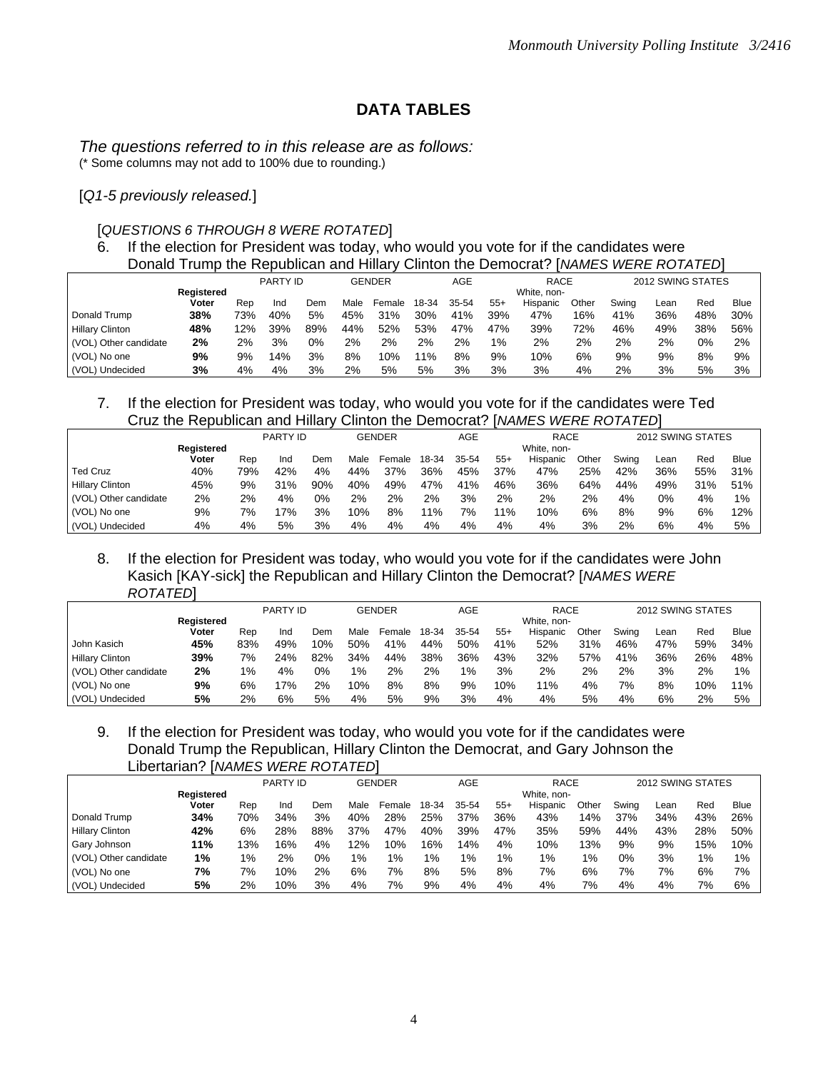# DATA TABLES

*The questions referred to in this release are as follows:*
(* Some columns may not add to 100% due to rounding.)

[*Q1-5 previously released.*]

[*QUESTIONS 6 THROUGH 8 WERE ROTATED*]

6. If the election for President was today, who would you vote for if the candidates were Donald Trump the Republican and Hillary Clinton the Democrat? [*NAMES WERE ROTATED*]

| | Registered Voter | PARTY ID | | | GENDER | | AGE | | | RACE | | 2012 SWING STATES | | | |
|---|---|---|---|---|---|---|---|---|---|---|---|---|---|---|---|
| | | Rep | Ind | Dem | Male | Female | 18-34 | 35-54 | 55+ | White, non-Hispanic | Other | Swing | Lean | Red | Blue |
| Donald Trump | **38%** | 73% | 40% | 5% | 45% | 31% | 30% | 41% | 39% | 47% | 16% | 41% | 36% | 48% | 30% |
| Hillary Clinton | **48%** | 12% | 39% | 89% | 44% | 52% | 53% | 47% | 47% | 39% | 72% | 46% | 49% | 38% | 56% |
| (VOL) Other candidate | **2%** | 2% | 3% | 0% | 2% | 2% | 2% | 2% | 1% | 2% | 2% | 2% | 2% | 0% | 2% |
| (VOL) No one | **9%** | 9% | 14% | 3% | 8% | 10% | 11% | 8% | 9% | 10% | 6% | 9% | 9% | 8% | 9% |
| (VOL) Undecided | **3%** | 4% | 4% | 3% | 2% | 5% | 5% | 3% | 3% | 3% | 4% | 2% | 3% | 5% | 3% |

7. If the election for President was today, who would you vote for if the candidates were Ted Cruz the Republican and Hillary Clinton the Democrat? [*NAMES WERE ROTATED*]

| | Registered Voter | PARTY ID | | | GENDER | | AGE | | | RACE | | 2012 SWING STATES | | | |
|---|---|---|---|---|---|---|---|---|---|---|---|---|---|---|---|
| | | Rep | Ind | Dem | Male | Female | 18-34 | 35-54 | 55+ | White, non-Hispanic | Other | Swing | Lean | Red | Blue |
| Ted Cruz | 40% | 79% | 42% | 4% | 44% | 37% | 36% | 45% | 37% | 47% | 25% | 42% | 36% | 55% | 31% |
| Hillary Clinton | 45% | 9% | 31% | 90% | 40% | 49% | 47% | 41% | 46% | 36% | 64% | 44% | 49% | 31% | 51% |
| (VOL) Other candidate | 2% | 2% | 4% | 0% | 2% | 2% | 2% | 3% | 2% | 2% | 2% | 4% | 0% | 4% | 1% |
| (VOL) No one | 9% | 7% | 17% | 3% | 10% | 8% | 11% | 7% | 11% | 10% | 6% | 8% | 9% | 6% | 12% |
| (VOL) Undecided | 4% | 4% | 5% | 3% | 4% | 4% | 4% | 4% | 4% | 4% | 3% | 2% | 6% | 4% | 5% |

8. If the election for President was today, who would you vote for if the candidates were John Kasich [KAY-sick] the Republican and Hillary Clinton the Democrat? [*NAMES WERE ROTATED*]

| | Registered Voter | PARTY ID | | | GENDER | | AGE | | | RACE | | 2012 SWING STATES | | | |
|---|---|---|---|---|---|---|---|---|---|---|---|---|---|---|---|
| | | Rep | Ind | Dem | Male | Female | 18-34 | 35-54 | 55+ | White, non-Hispanic | Other | Swing | Lean | Red | Blue |
| John Kasich | **45%** | 83% | 49% | 10% | 50% | 41% | 44% | 50% | 41% | 52% | 31% | 46% | 47% | 59% | 34% |
| Hillary Clinton | **39%** | 7% | 24% | 82% | 34% | 44% | 38% | 36% | 43% | 32% | 57% | 41% | 36% | 26% | 48% |
| (VOL) Other candidate | **2%** | 1% | 4% | 0% | 1% | 2% | 2% | 1% | 3% | 2% | 2% | 2% | 3% | 2% | 1% |
| (VOL) No one | **9%** | 6% | 17% | 2% | 10% | 8% | 8% | 9% | 10% | 11% | 4% | 7% | 8% | 10% | 11% |
| (VOL) Undecided | **5%** | 2% | 6% | 5% | 4% | 5% | 9% | 3% | 4% | 4% | 5% | 4% | 6% | 2% | 5% |

9. If the election for President was today, who would you vote for if the candidates were Donald Trump the Republican, Hillary Clinton the Democrat, and Gary Johnson the Libertarian? [*NAMES WERE ROTATED*]

| | Registered Voter | PARTY ID | | | GENDER | | AGE | | | RACE | | 2012 SWING STATES | | | |
|---|---|---|---|---|---|---|---|---|---|---|---|---|---|---|---|
| | | Rep | Ind | Dem | Male | Female | 18-34 | 35-54 | 55+ | White, non-Hispanic | Other | Swing | Lean | Red | Blue |
| Donald Trump | **34%** | 70% | 34% | 3% | 40% | 28% | 25% | 37% | 36% | 43% | 14% | 37% | 34% | 43% | 26% |
| Hillary Clinton | **42%** | 6% | 28% | 88% | 37% | 47% | 40% | 39% | 47% | 35% | 59% | 44% | 43% | 28% | 50% |
| Gary Johnson | **11%** | 13% | 16% | 4% | 12% | 10% | 16% | 14% | 4% | 10% | 13% | 9% | 9% | 15% | 10% |
| (VOL) Other candidate | **1%** | 1% | 2% | 0% | 1% | 1% | 1% | 1% | 1% | 1% | 1% | 0% | 3% | 1% | 1% |
| (VOL) No one | **7%** | 7% | 10% | 2% | 6% | 7% | 8% | 5% | 8% | 7% | 6% | 7% | 7% | 6% | 7% |
| (VOL) Undecided | **5%** | 2% | 10% | 3% | 4% | 7% | 9% | 4% | 4% | 4% | 7% | 4% | 4% | 7% | 6% |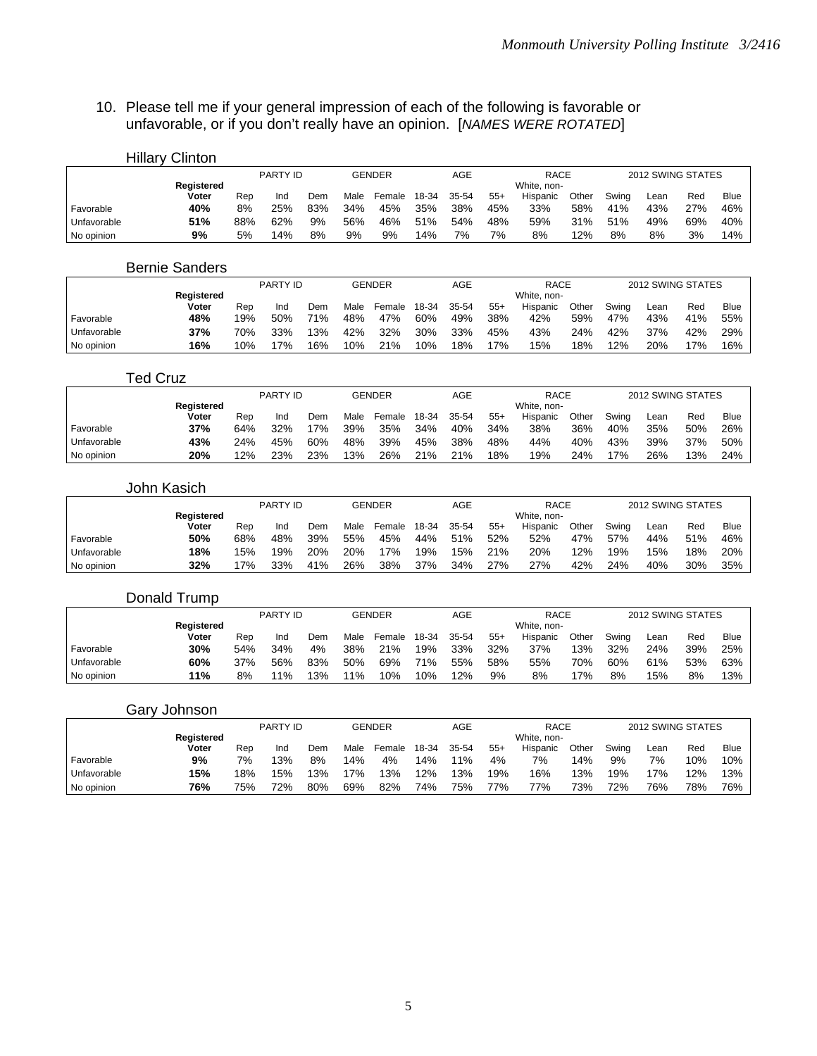10. Please tell me if your general impression of each of the following is favorable or unfavorable, or if you don't really have an opinion. [*NAMES WERE ROTATED*]

### Hillary Clinton

| | Registered Voter | PARTY ID | | | GENDER | | AGE | | | RACE | | 2012 SWING STATES | | | |
|---|---|---|---|---|---|---|---|---|---|---|---|---|---|---|---|
| | | Rep | Ind | Dem | Male | Female | 18-34 | 35-54 | 55+ | White, non-Hispanic | Other | Swing | Lean | Red | Blue |
| Favorable | **40%** | 8% | 25% | 83% | 34% | 45% | 35% | 38% | 45% | 33% | 58% | 41% | 43% | 27% | 46% |
| Unfavorable | **51%** | 88% | 62% | 9% | 56% | 46% | 51% | 54% | 48% | 59% | 31% | 51% | 49% | 69% | 40% |
| No opinion | **9%** | 5% | 14% | 8% | 9% | 9% | 14% | 7% | 7% | 8% | 12% | 8% | 8% | 3% | 14% |

### Bernie Sanders

| | Registered Voter | PARTY ID | | | GENDER | | AGE | | | RACE | | 2012 SWING STATES | | | |
|---|---|---|---|---|---|---|---|---|---|---|---|---|---|---|---|
| | | Rep | Ind | Dem | Male | Female | 18-34 | 35-54 | 55+ | White, non-Hispanic | Other | Swing | Lean | Red | Blue |
| Favorable | **48%** | 19% | 50% | 71% | 48% | 47% | 60% | 49% | 38% | 42% | 59% | 47% | 43% | 41% | 55% |
| Unfavorable | **37%** | 70% | 33% | 13% | 42% | 32% | 30% | 33% | 45% | 43% | 24% | 42% | 37% | 42% | 29% |
| No opinion | **16%** | 10% | 17% | 16% | 10% | 21% | 10% | 18% | 17% | 15% | 18% | 12% | 20% | 17% | 16% |

### Ted Cruz

| | Registered Voter | PARTY ID | | | GENDER | | AGE | | | RACE | | 2012 SWING STATES | | | |
|---|---|---|---|---|---|---|---|---|---|---|---|---|---|---|---|
| | | Rep | Ind | Dem | Male | Female | 18-34 | 35-54 | 55+ | White, non-Hispanic | Other | Swing | Lean | Red | Blue |
| Favorable | **37%** | 64% | 32% | 17% | 39% | 35% | 34% | 40% | 34% | 38% | 36% | 40% | 35% | 50% | 26% |
| Unfavorable | **43%** | 24% | 45% | 60% | 48% | 39% | 45% | 38% | 48% | 44% | 40% | 43% | 39% | 37% | 50% |
| No opinion | **20%** | 12% | 23% | 23% | 13% | 26% | 21% | 21% | 18% | 19% | 24% | 17% | 26% | 13% | 24% |

### John Kasich

| | Registered Voter | PARTY ID | | | GENDER | | AGE | | | RACE | | 2012 SWING STATES | | | |
|---|---|---|---|---|---|---|---|---|---|---|---|---|---|---|---|
| | | Rep | Ind | Dem | Male | Female | 18-34 | 35-54 | 55+ | White, non-Hispanic | Other | Swing | Lean | Red | Blue |
| Favorable | **50%** | 68% | 48% | 39% | 55% | 45% | 44% | 51% | 52% | 52% | 47% | 57% | 44% | 51% | 46% |
| Unfavorable | **18%** | 15% | 19% | 20% | 20% | 17% | 19% | 15% | 21% | 20% | 12% | 19% | 15% | 18% | 20% |
| No opinion | **32%** | 17% | 33% | 41% | 26% | 38% | 37% | 34% | 27% | 27% | 42% | 24% | 40% | 30% | 35% |

### Donald Trump

| | Registered Voter | PARTY ID | | | GENDER | | AGE | | | RACE | | 2012 SWING STATES | | | |
|---|---|---|---|---|---|---|---|---|---|---|---|---|---|---|---|
| | | Rep | Ind | Dem | Male | Female | 18-34 | 35-54 | 55+ | White, non-Hispanic | Other | Swing | Lean | Red | Blue |
| Favorable | **30%** | 54% | 34% | 4% | 38% | 21% | 19% | 33% | 32% | 37% | 13% | 32% | 24% | 39% | 25% |
| Unfavorable | **60%** | 37% | 56% | 83% | 50% | 69% | 71% | 55% | 58% | 55% | 70% | 60% | 61% | 53% | 63% |
| No opinion | **11%** | 8% | 11% | 13% | 11% | 10% | 10% | 12% | 9% | 8% | 17% | 8% | 15% | 8% | 13% |

### Gary Johnson

| | Registered Voter | PARTY ID | | | GENDER | | AGE | | | RACE | | 2012 SWING STATES | | | |
|---|---|---|---|---|---|---|---|---|---|---|---|---|---|---|---|
| | | Rep | Ind | Dem | Male | Female | 18-34 | 35-54 | 55+ | White, non-Hispanic | Other | Swing | Lean | Red | Blue |
| Favorable | **9%** | 7% | 13% | 8% | 14% | 4% | 14% | 11% | 4% | 7% | 14% | 9% | 7% | 10% | 10% |
| Unfavorable | **15%** | 18% | 15% | 13% | 17% | 13% | 12% | 13% | 19% | 16% | 13% | 19% | 17% | 12% | 13% |
| No opinion | **76%** | 75% | 72% | 80% | 69% | 82% | 74% | 75% | 77% | 77% | 73% | 72% | 76% | 78% | 76% |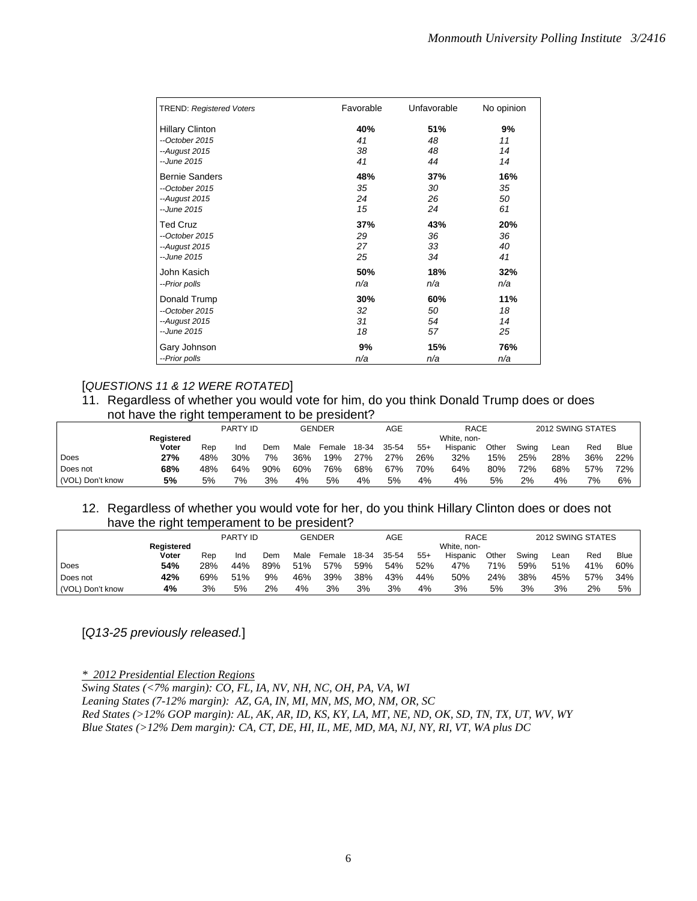| TREND: *Registered Voters* | Favorable | Unfavorable | No opinion |
|---|---|---|---|
| Hillary Clinton | **40%** | **51%** | **9%** |
| *--October 2015* | *41* | *48* | *11* |
| *--August 2015* | *38* | *48* | *14* |
| *--June 2015* | *41* | *44* | *14* |
| Bernie Sanders | **48%** | **37%** | **16%** |
| *--October 2015* | *35* | *30* | *35* |
| *--August 2015* | *24* | *26* | *50* |
| *--June 2015* | *15* | *24* | *61* |
| Ted Cruz | **37%** | **43%** | **20%** |
| *--October 2015* | *29* | *36* | *36* |
| *--August 2015* | *27* | *33* | *40* |
| *--June 2015* | *25* | *34* | *41* |
| John Kasich | **50%** | **18%** | **32%** |
| *--Prior polls* | *n/a* | *n/a* | *n/a* |
| Donald Trump | **30%** | **60%** | **11%** |
| *--October 2015* | *32* | *50* | *18* |
| *--August 2015* | *31* | *54* | *14* |
| *--June 2015* | *18* | *57* | *25* |
| Gary Johnson | **9%** | **15%** | **76%** |
| *--Prior polls* | *n/a* | *n/a* | *n/a* |

[*QUESTIONS 11 & 12 WERE ROTATED*]

11. Regardless of whether you would vote for him, do you think Donald Trump does or does not have the right temperament to be president?

| | | PARTY ID | | | GENDER | | AGE | | | RACE | | 2012 SWING STATES | | | |
|---|---|---|---|---|---|---|---|---|---|---|---|---|---|---|---|
| | **Registered Voter** | Rep | Ind | Dem | Male | Female | 18-34 | 35-54 | 55+ | White, non-Hispanic | Other | Swing | Lean | Red | Blue |
| Does | **27%** | 48% | 30% | 7% | 36% | 19% | 27% | 27% | 26% | 32% | 15% | 25% | 28% | 36% | 22% |
| Does not | **68%** | 48% | 64% | 90% | 60% | 76% | 68% | 67% | 70% | 64% | 80% | 72% | 68% | 57% | 72% |
| (VOL) Don't know | **5%** | 5% | 7% | 3% | 4% | 5% | 4% | 5% | 4% | 4% | 5% | 2% | 4% | 7% | 6% |

12. Regardless of whether you would vote for her, do you think Hillary Clinton does or does not have the right temperament to be president?

| | | PARTY ID | | | GENDER | | AGE | | | RACE | | 2012 SWING STATES | | | |
|---|---|---|---|---|---|---|---|---|---|---|---|---|---|---|---|
| | **Registered Voter** | Rep | Ind | Dem | Male | Female | 18-34 | 35-54 | 55+ | White, non-Hispanic | Other | Swing | Lean | Red | Blue |
| Does | **54%** | 28% | 44% | 89% | 51% | 57% | 59% | 54% | 52% | 47% | 71% | 59% | 51% | 41% | 60% |
| Does not | **42%** | 69% | 51% | 9% | 46% | 39% | 38% | 43% | 44% | 50% | 24% | 38% | 45% | 57% | 34% |
| (VOL) Don't know | **4%** | 3% | 5% | 2% | 4% | 3% | 3% | 3% | 4% | 3% | 5% | 3% | 3% | 2% | 5% |

[*Q13-25 previously released.*]

*\* 2012 Presidential Election Regions*
*Swing States (<7% margin): CO, FL, IA, NV, NH, NC, OH, PA, VA, WI*
*Leaning States (7-12% margin): AZ, GA, IN, MI, MN, MS, MO, NM, OR, SC*
*Red States (>12% GOP margin): AL, AK, AR, ID, KS, KY, LA, MT, NE, ND, OK, SD, TN, TX, UT, WV, WY*
*Blue States (>12% Dem margin): CA, CT, DE, HI, IL, ME, MD, MA, NJ, NY, RI, VT, WA plus DC*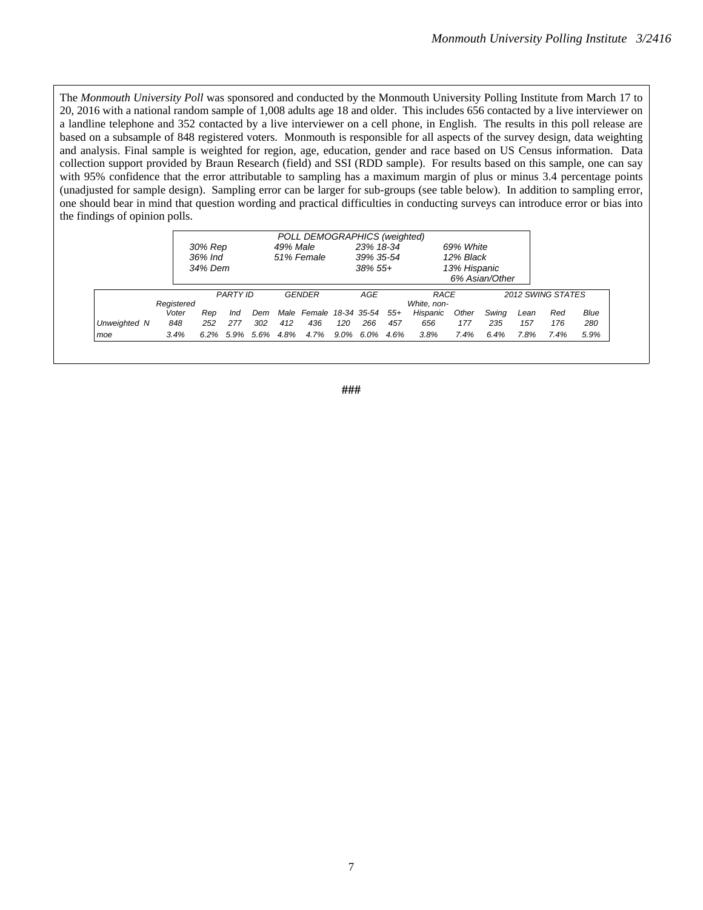The *Monmouth University Poll* was sponsored and conducted by the Monmouth University Polling Institute from March 17 to 20, 2016 with a national random sample of 1,008 adults age 18 and older. This includes 656 contacted by a live interviewer on a landline telephone and 352 contacted by a live interviewer on a cell phone, in English. The results in this poll release are based on a subsample of 848 registered voters. Monmouth is responsible for all aspects of the survey design, data weighting and analysis. Final sample is weighted for region, age, education, gender and race based on US Census information. Data collection support provided by Braun Research (field) and SSI (RDD sample). For results based on this sample, one can say with 95% confidence that the error attributable to sampling has a maximum margin of plus or minus 3.4 percentage points (unadjusted for sample design). Sampling error can be larger for sub-groups (see table below). In addition to sampling error, one should bear in mind that question wording and practical difficulties in conducting surveys can introduce error or bias into the findings of opinion polls.

*POLL DEMOGRAPHICS (weighted)*

| | | | |
|---|---|---|---|
| 30% Rep | 49% Male | 23% 18-34 | 69% White |
| 36% Ind | 51% Female | 39% 35-54 | 12% Black |
| 34% Dem | | 38% 55+ | 13% Hispanic |
| | | | 6% Asian/Other |

| | | PARTY ID | | | GENDER | | AGE | | | RACE | | 2012 SWING STATES | | | |
|---|---|---|---|---|---|---|---|---|---|---|---|---|---|---|---|
| | Registered Voter | Rep | Ind | Dem | Male | Female | 18-34 | 35-54 | 55+ | White, non-Hispanic | Other | Swing | Lean | Red | Blue |
| Unweighted N | 848 | 252 | 277 | 302 | 412 | 436 | 120 | 266 | 457 | 656 | 177 | 235 | 157 | 176 | 280 |
| moe | 3.4% | 6.2% | 5.9% | 5.6% | 4.8% | 4.7% | 9.0% | 6.0% | 4.6% | 3.8% | 7.4% | 6.4% | 7.8% | 7.4% | 5.9% |

###